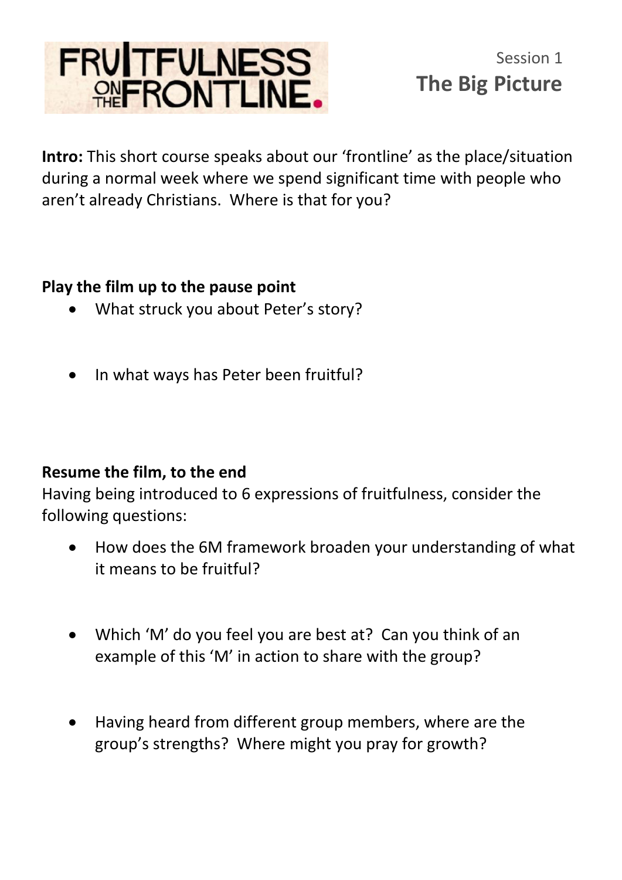# FRUITFULNESS ON THE FRONTLINE.

Session 1

## The Big Picture

**Intro:** This short course speaks about our 'frontline' as the place/situation during a normal week where we spend significant time with people who aren't already Christians. Where is that for you?

**Play the film up to the pause point**

- What struck you about Peter's story?
- In what ways has Peter been fruitful?

**Resume the film, to the end**

Having being introduced to 6 expressions of fruitfulness, consider the following questions:

- How does the 6M framework broaden your understanding of what it means to be fruitful?
- Which 'M' do you feel you are best at? Can you think of an example of this 'M' in action to share with the group?
- Having heard from different group members, where are the group's strengths? Where might you pray for growth?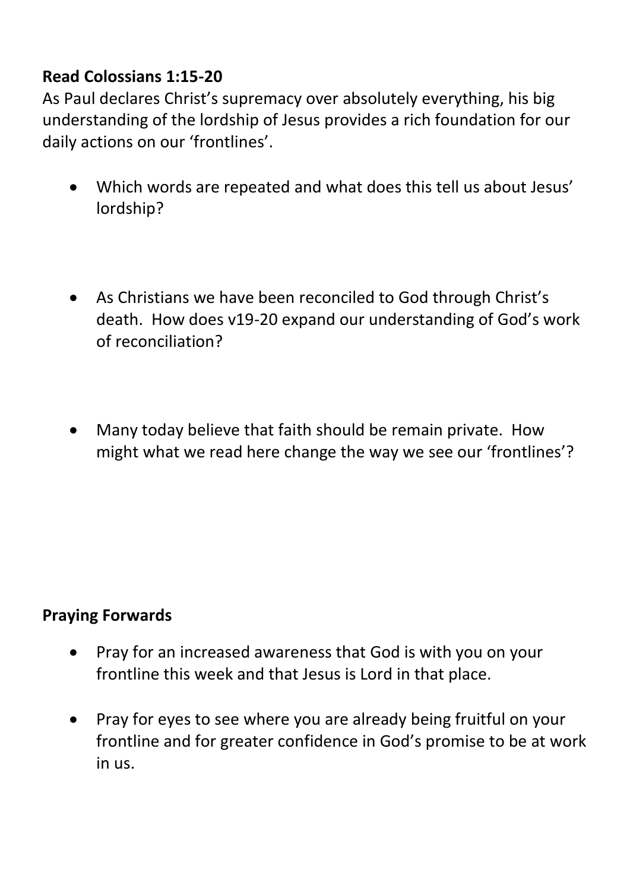**Read Colossians 1:15-20**

As Paul declares Christ's supremacy over absolutely everything, his big understanding of the lordship of Jesus provides a rich foundation for our daily actions on our 'frontlines'.

- Which words are repeated and what does this tell us about Jesus' lordship?
- As Christians we have been reconciled to God through Christ's death. How does v19-20 expand our understanding of God's work of reconciliation?
- Many today believe that faith should be remain private. How might what we read here change the way we see our 'frontlines'?

**Praying Forwards**

- Pray for an increased awareness that God is with you on your frontline this week and that Jesus is Lord in that place.
- Pray for eyes to see where you are already being fruitful on your frontline and for greater confidence in God's promise to be at work in us.